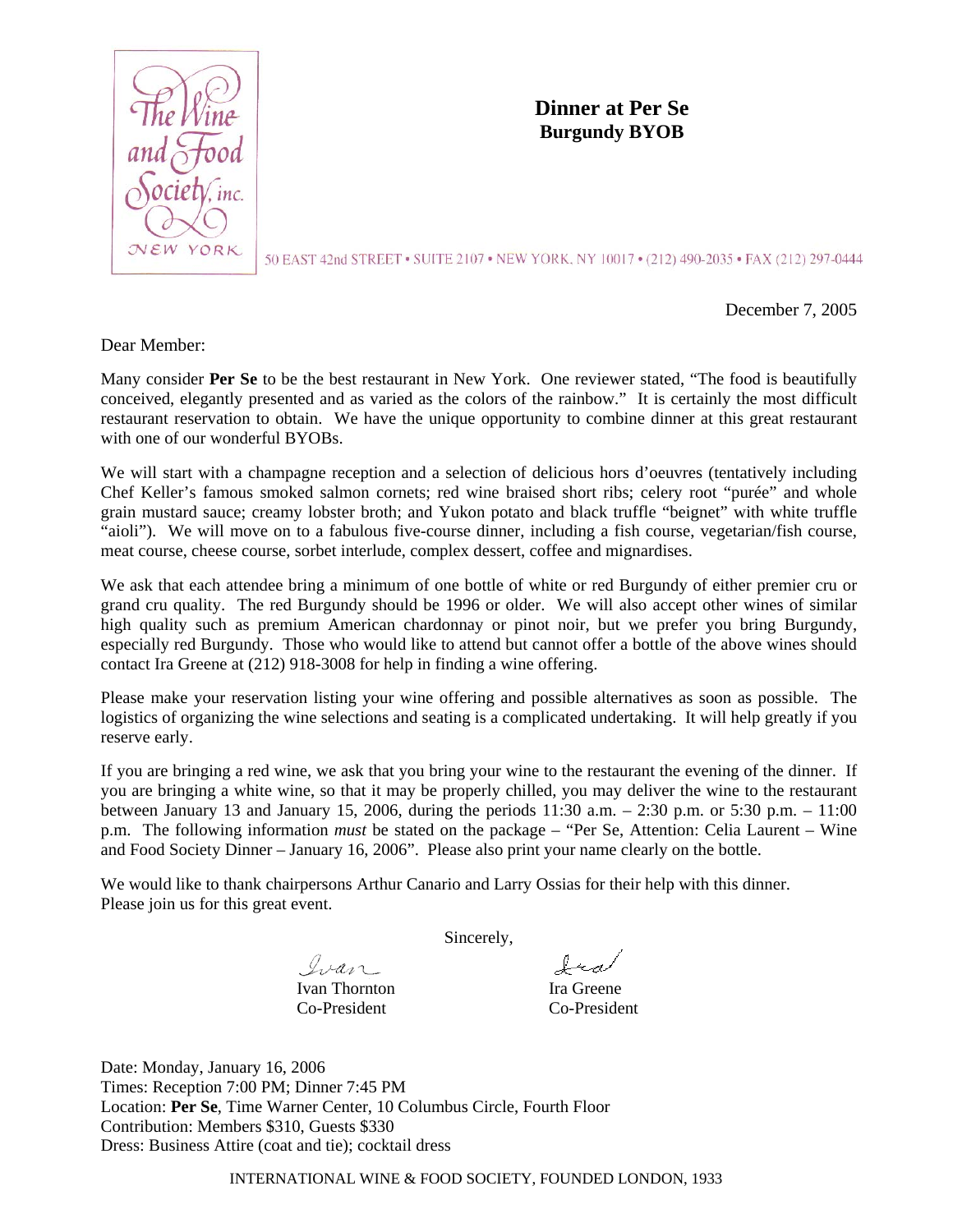The Wine and Food Society, inc.
NEW YORK

50 EAST 42nd STREET • SUITE 2107 • NEW YORK, NY 10017 • (212) 490-2035 • FAX (212) 297-0444

# Dinner at Per Se
## Burgundy BYOB

December 7, 2005

Dear Member:

Many consider **Per Se** to be the best restaurant in New York. One reviewer stated, "The food is beautifully conceived, elegantly presented and as varied as the colors of the rainbow." It is certainly the most difficult restaurant reservation to obtain. We have the unique opportunity to combine dinner at this great restaurant with one of our wonderful BYOBs.

We will start with a champagne reception and a selection of delicious hors d'oeuvres (tentatively including Chef Keller's famous smoked salmon cornets; red wine braised short ribs; celery root "purée" and whole grain mustard sauce; creamy lobster broth; and Yukon potato and black truffle "beignet" with white truffle "aioli"). We will move on to a fabulous five-course dinner, including a fish course, vegetarian/fish course, meat course, cheese course, sorbet interlude, complex dessert, coffee and mignardises.

We ask that each attendee bring a minimum of one bottle of white or red Burgundy of either premier cru or grand cru quality. The red Burgundy should be 1996 or older. We will also accept other wines of similar high quality such as premium American chardonnay or pinot noir, but we prefer you bring Burgundy, especially red Burgundy. Those who would like to attend but cannot offer a bottle of the above wines should contact Ira Greene at (212) 918-3008 for help in finding a wine offering.

Please make your reservation listing your wine offering and possible alternatives as soon as possible. The logistics of organizing the wine selections and seating is a complicated undertaking. It will help greatly if you reserve early.

If you are bringing a red wine, we ask that you bring your wine to the restaurant the evening of the dinner. If you are bringing a white wine, so that it may be properly chilled, you may deliver the wine to the restaurant between January 13 and January 15, 2006, during the periods 11:30 a.m. – 2:30 p.m. or 5:30 p.m. – 11:00 p.m. The following information *must* be stated on the package – "Per Se, Attention: Celia Laurent – Wine and Food Society Dinner – January 16, 2006". Please also print your name clearly on the bottle.

We would like to thank chairpersons Arthur Canario and Larry Ossias for their help with this dinner.
Please join us for this great event.

Sincerely,

Ivan Thornton
Co-President

Ira Greene
Co-President

Date: Monday, January 16, 2006
Times: Reception 7:00 PM; Dinner 7:45 PM
Location: **Per Se**, Time Warner Center, 10 Columbus Circle, Fourth Floor
Contribution: Members $310, Guests $330
Dress: Business Attire (coat and tie); cocktail dress

INTERNATIONAL WINE & FOOD SOCIETY, FOUNDED LONDON, 1933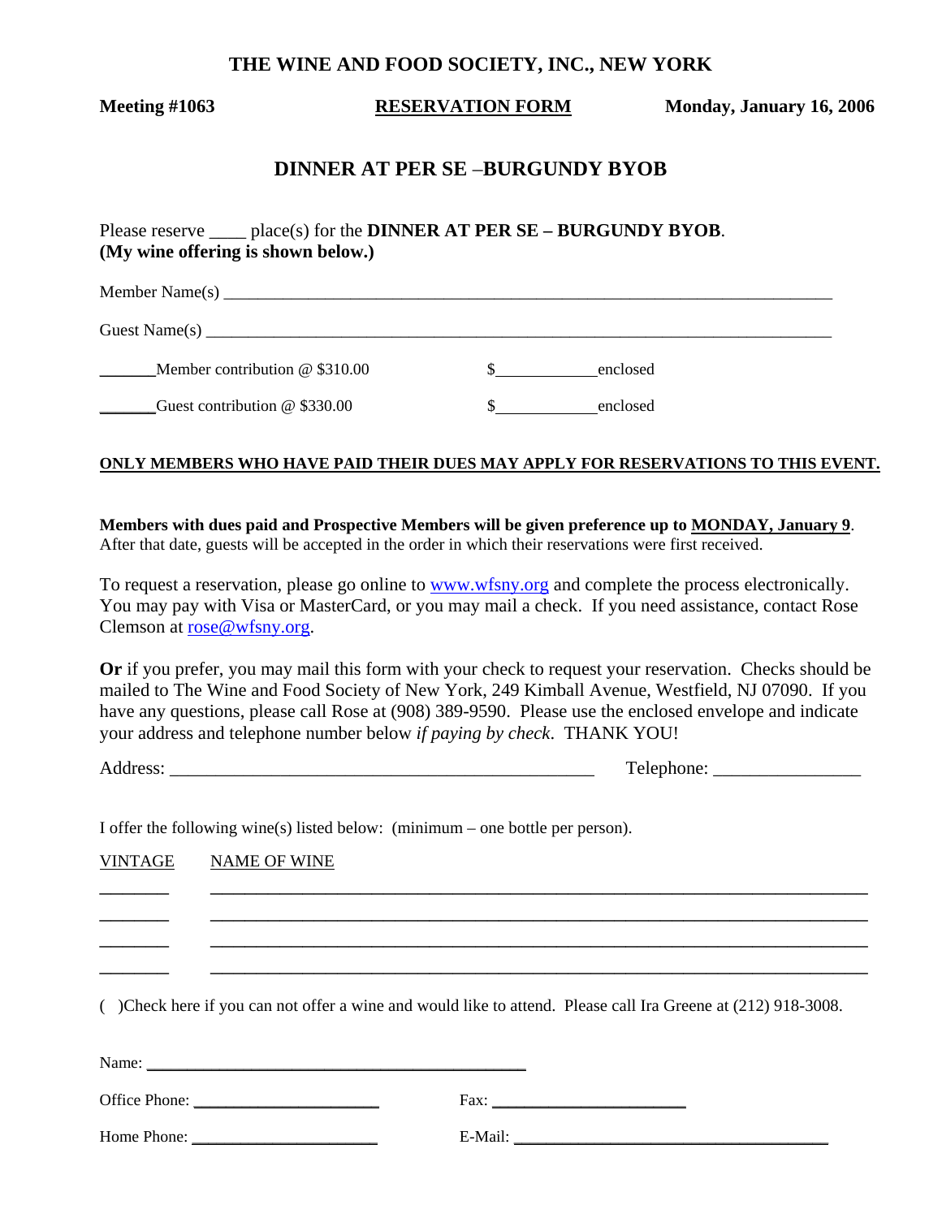# THE WINE AND FOOD SOCIETY, INC., NEW YORK

**Meeting #1063** **RESERVATION FORM** **Monday, January 16, 2006**

## DINNER AT PER SE –BURGUNDY BYOB

Please reserve ____ place(s) for the **DINNER AT PER SE – BURGUNDY BYOB**.
**(My wine offering is shown below.)**

Member Name(s) ___________________________________________________________________________

Guest Name(s) ____________________________________________________________________________

_______Member contribution @ $310.00 $____________enclosed

_______Guest contribution @ $330.00 $____________enclosed

**ONLY MEMBERS WHO HAVE PAID THEIR DUES MAY APPLY FOR RESERVATIONS TO THIS EVENT.**

**Members with dues paid and Prospective Members will be given preference up to MONDAY, January 9**. After that date, guests will be accepted in the order in which their reservations were first received.

To request a reservation, please go online to www.wfsny.org and complete the process electronically. You may pay with Visa or MasterCard, or you may mail a check. If you need assistance, contact Rose Clemson at rose@wfsny.org.

**Or** if you prefer, you may mail this form with your check to request your reservation. Checks should be mailed to The Wine and Food Society of New York, 249 Kimball Avenue, Westfield, NJ 07090. If you have any questions, please call Rose at (908) 389-9590. Please use the enclosed envelope and indicate your address and telephone number below *if paying by check*. THANK YOU!

Address: ________________________________________________ Telephone: ________________

I offer the following wine(s) listed below: (minimum – one bottle per person).

| VINTAGE | NAME OF WINE |
| --- | --- |
| ________ | __________________________________________________________________________ |
| ________ | __________________________________________________________________________ |
| ________ | __________________________________________________________________________ |
| ________ | __________________________________________________________________________ |

( )Check here if you can not offer a wine and would like to attend. Please call Ira Greene at (212) 918-3008.

Name: ___________________________________________

Office Phone: ______________________ Fax: ______________________

Home Phone: ______________________ E-Mail: ____________________________________